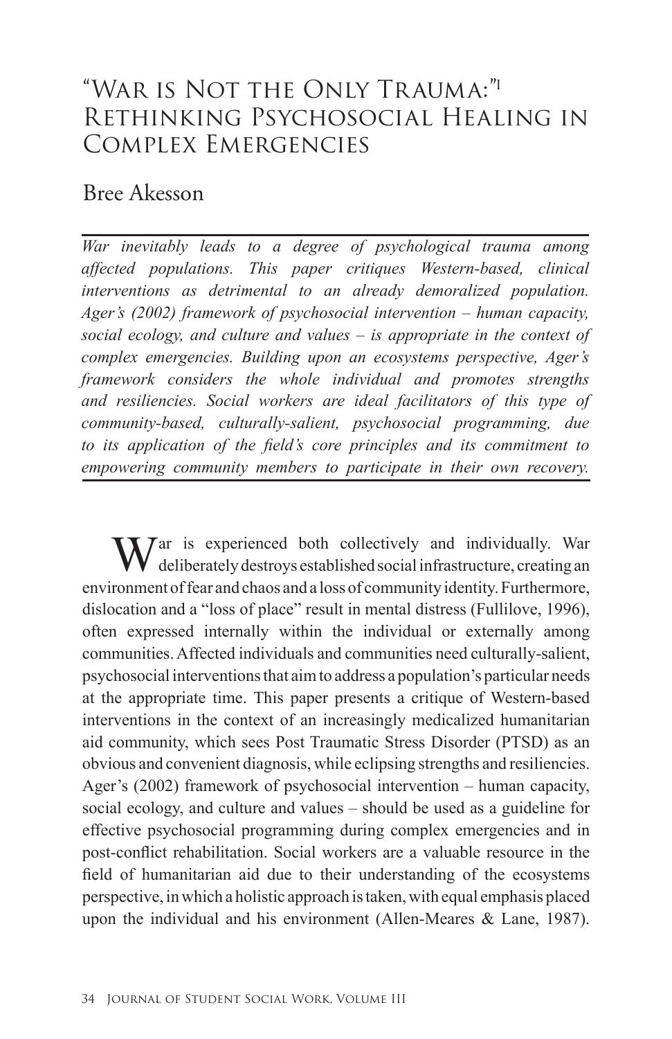# "War is Not the Only Trauma:"[1] Rethinking Psychosocial Healing in Complex Emergencies

Bree Akesson

*War inevitably leads to a degree of psychological trauma among affected populations. This paper critiques Western-based, clinical interventions as detrimental to an already demoralized population. Ager's (2002) framework of psychosocial intervention – human capacity, social ecology, and culture and values – is appropriate in the context of complex emergencies. Building upon an ecosystems perspective, Ager's framework considers the whole individual and promotes strengths and resiliencies. Social workers are ideal facilitators of this type of community-based, culturally-salient, psychosocial programming, due to its application of the field's core principles and its commitment to empowering community members to participate in their own recovery.*

War is experienced both collectively and individually. War deliberately destroys established social infrastructure, creating an environment of fear and chaos and a loss of community identity. Furthermore, dislocation and a "loss of place" result in mental distress (Fullilove, 1996), often expressed internally within the individual or externally among communities. Affected individuals and communities need culturally-salient, psychosocial interventions that aim to address a population's particular needs at the appropriate time. This paper presents a critique of Western-based interventions in the context of an increasingly medicalized humanitarian aid community, which sees Post Traumatic Stress Disorder (PTSD) as an obvious and convenient diagnosis, while eclipsing strengths and resiliencies. Ager's (2002) framework of psychosocial intervention – human capacity, social ecology, and culture and values – should be used as a guideline for effective psychosocial programming during complex emergencies and in post-conflict rehabilitation. Social workers are a valuable resource in the field of humanitarian aid due to their understanding of the ecosystems perspective, in which a holistic approach is taken, with equal emphasis placed upon the individual and his environment (Allen-Meares & Lane, 1987).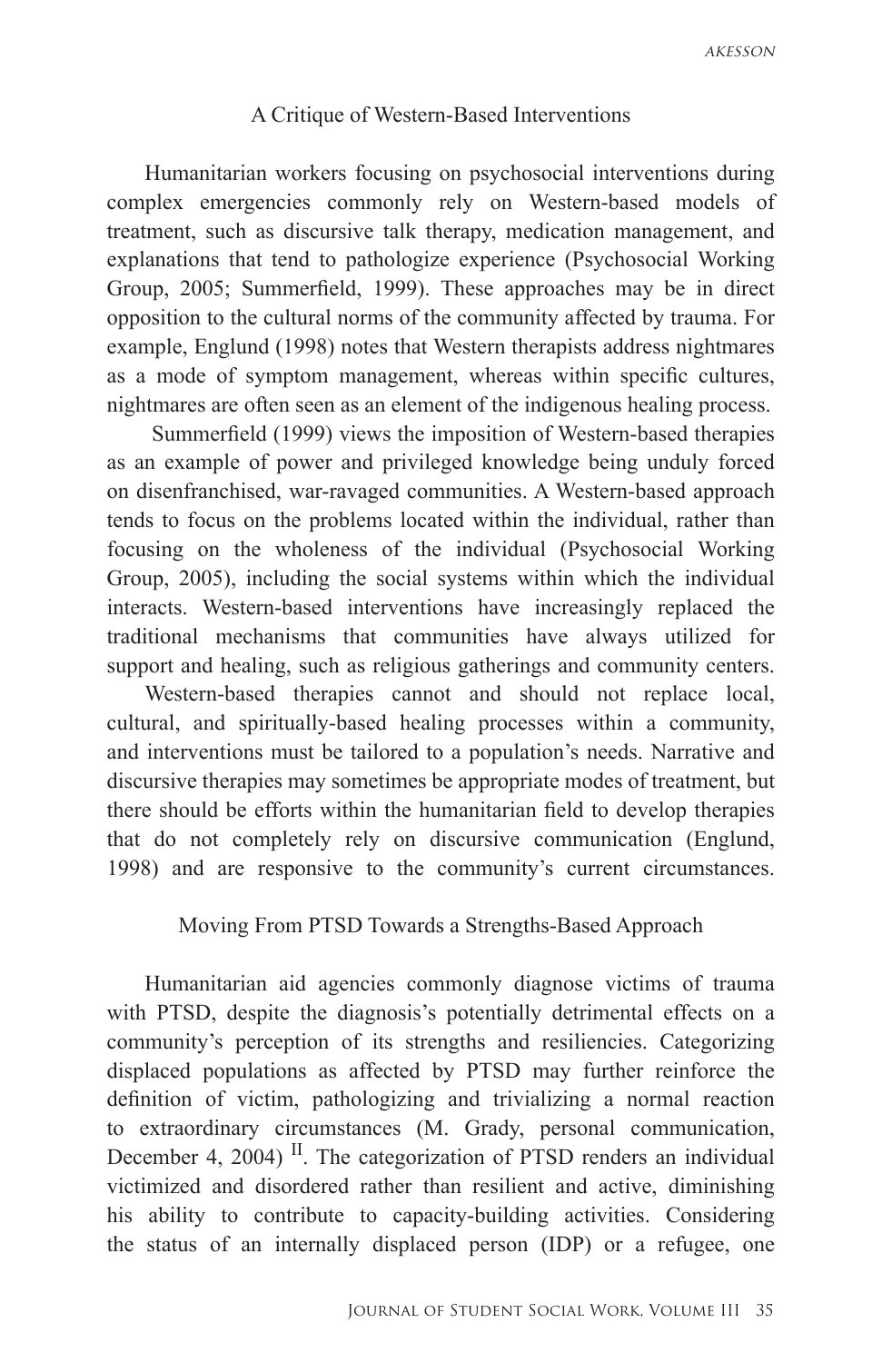## A Critique of Western-Based Interventions

Humanitarian workers focusing on psychosocial interventions during complex emergencies commonly rely on Western-based models of treatment, such as discursive talk therapy, medication management, and explanations that tend to pathologize experience (Psychosocial Working Group, 2005; Summerfield, 1999). These approaches may be in direct opposition to the cultural norms of the community affected by trauma. For example, Englund (1998) notes that Western therapists address nightmares as a mode of symptom management, whereas within specific cultures, nightmares are often seen as an element of the indigenous healing process.

Summerfield (1999) views the imposition of Western-based therapies as an example of power and privileged knowledge being unduly forced on disenfranchised, war-ravaged communities. A Western-based approach tends to focus on the problems located within the individual, rather than focusing on the wholeness of the individual (Psychosocial Working Group, 2005), including the social systems within which the individual interacts. Western-based interventions have increasingly replaced the traditional mechanisms that communities have always utilized for support and healing, such as religious gatherings and community centers.

Western-based therapies cannot and should not replace local, cultural, and spiritually-based healing processes within a community, and interventions must be tailored to a population's needs. Narrative and discursive therapies may sometimes be appropriate modes of treatment, but there should be efforts within the humanitarian field to develop therapies that do not completely rely on discursive communication (Englund, 1998) and are responsive to the community's current circumstances.

## Moving From PTSD Towards a Strengths-Based Approach

Humanitarian aid agencies commonly diagnose victims of trauma with PTSD, despite the diagnosis's potentially detrimental effects on a community's perception of its strengths and resiliencies. Categorizing displaced populations as affected by PTSD may further reinforce the definition of victim, pathologizing and trivializing a normal reaction to extraordinary circumstances (M. Grady, personal communication, December 4, 2004) [II]. The categorization of PTSD renders an individual victimized and disordered rather than resilient and active, diminishing his ability to contribute to capacity-building activities. Considering the status of an internally displaced person (IDP) or a refugee, one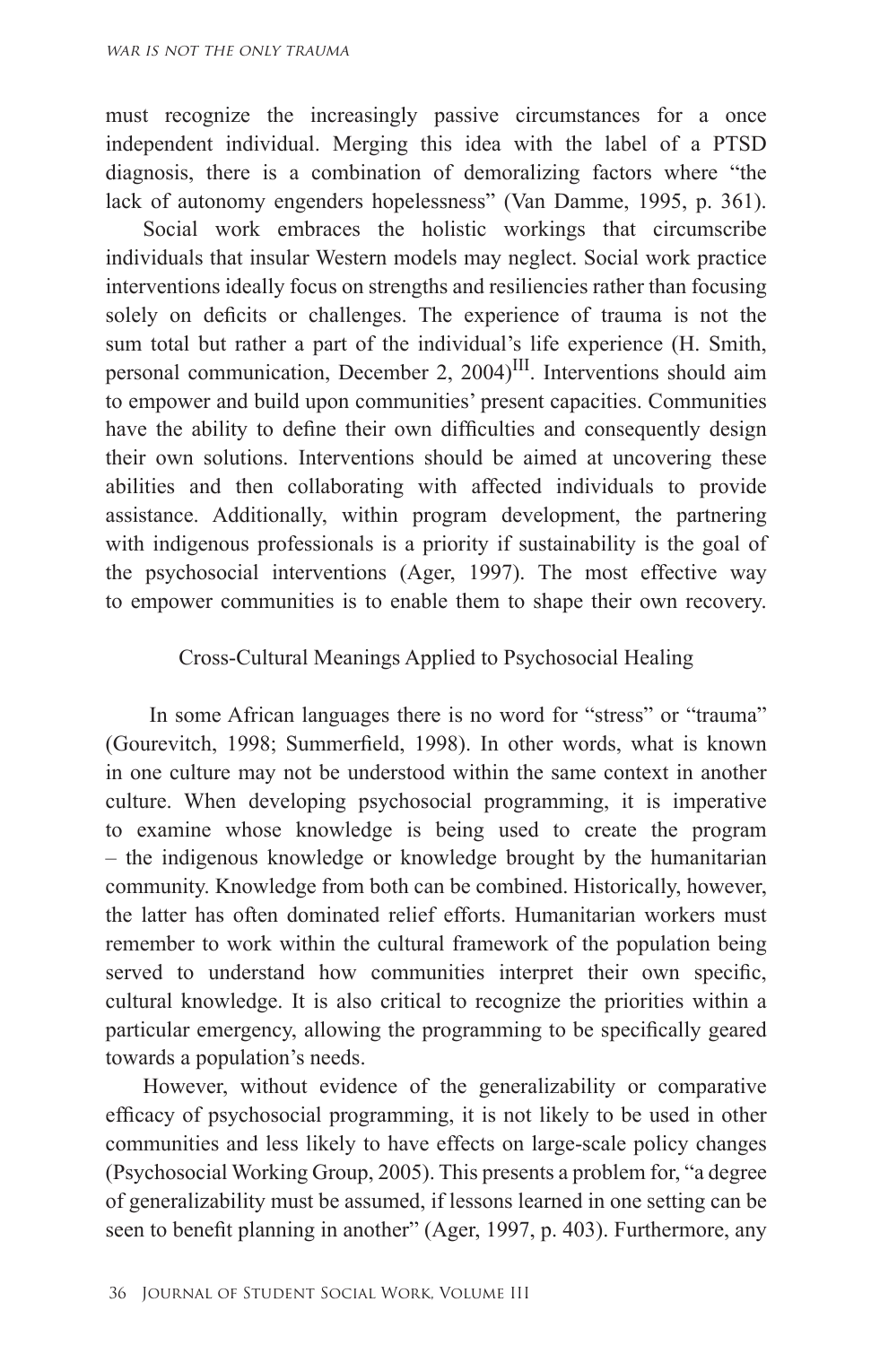must recognize the increasingly passive circumstances for a once independent individual. Merging this idea with the label of a PTSD diagnosis, there is a combination of demoralizing factors where "the lack of autonomy engenders hopelessness" (Van Damme, 1995, p. 361).

Social work embraces the holistic workings that circumscribe individuals that insular Western models may neglect. Social work practice interventions ideally focus on strengths and resiliencies rather than focusing solely on deficits or challenges. The experience of trauma is not the sum total but rather a part of the individual's life experience (H. Smith, personal communication, December 2, 2004)[III]. Interventions should aim to empower and build upon communities' present capacities. Communities have the ability to define their own difficulties and consequently design their own solutions. Interventions should be aimed at uncovering these abilities and then collaborating with affected individuals to provide assistance. Additionally, within program development, the partnering with indigenous professionals is a priority if sustainability is the goal of the psychosocial interventions (Ager, 1997). The most effective way to empower communities is to enable them to shape their own recovery.

## Cross-Cultural Meanings Applied to Psychosocial Healing

In some African languages there is no word for "stress" or "trauma" (Gourevitch, 1998; Summerfield, 1998). In other words, what is known in one culture may not be understood within the same context in another culture. When developing psychosocial programming, it is imperative to examine whose knowledge is being used to create the program – the indigenous knowledge or knowledge brought by the humanitarian community. Knowledge from both can be combined. Historically, however, the latter has often dominated relief efforts. Humanitarian workers must remember to work within the cultural framework of the population being served to understand how communities interpret their own specific, cultural knowledge. It is also critical to recognize the priorities within a particular emergency, allowing the programming to be specifically geared towards a population's needs.

However, without evidence of the generalizability or comparative efficacy of psychosocial programming, it is not likely to be used in other communities and less likely to have effects on large-scale policy changes (Psychosocial Working Group, 2005). This presents a problem for, "a degree of generalizability must be assumed, if lessons learned in one setting can be seen to benefit planning in another" (Ager, 1997, p. 403). Furthermore, any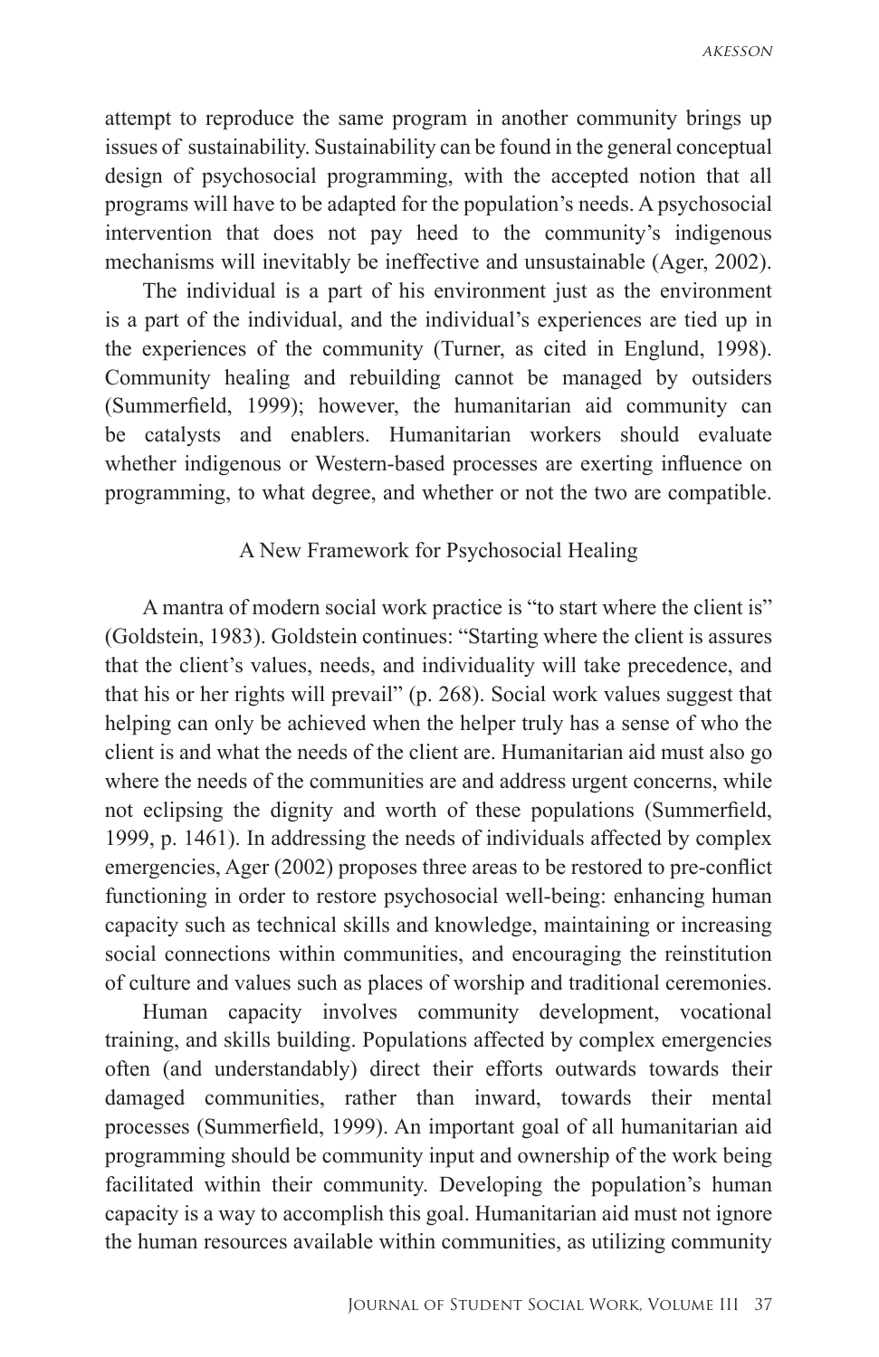attempt to reproduce the same program in another community brings up issues of sustainability. Sustainability can be found in the general conceptual design of psychosocial programming, with the accepted notion that all programs will have to be adapted for the population's needs. A psychosocial intervention that does not pay heed to the community's indigenous mechanisms will inevitably be ineffective and unsustainable (Ager, 2002).

The individual is a part of his environment just as the environment is a part of the individual, and the individual's experiences are tied up in the experiences of the community (Turner, as cited in Englund, 1998). Community healing and rebuilding cannot be managed by outsiders (Summerfield, 1999); however, the humanitarian aid community can be catalysts and enablers. Humanitarian workers should evaluate whether indigenous or Western-based processes are exerting influence on programming, to what degree, and whether or not the two are compatible.

## A New Framework for Psychosocial Healing

A mantra of modern social work practice is "to start where the client is" (Goldstein, 1983). Goldstein continues: "Starting where the client is assures that the client's values, needs, and individuality will take precedence, and that his or her rights will prevail" (p. 268). Social work values suggest that helping can only be achieved when the helper truly has a sense of who the client is and what the needs of the client are. Humanitarian aid must also go where the needs of the communities are and address urgent concerns, while not eclipsing the dignity and worth of these populations (Summerfield, 1999, p. 1461). In addressing the needs of individuals affected by complex emergencies, Ager (2002) proposes three areas to be restored to pre-conflict functioning in order to restore psychosocial well-being: enhancing human capacity such as technical skills and knowledge, maintaining or increasing social connections within communities, and encouraging the reinstitution of culture and values such as places of worship and traditional ceremonies.

Human capacity involves community development, vocational training, and skills building. Populations affected by complex emergencies often (and understandably) direct their efforts outwards towards their damaged communities, rather than inward, towards their mental processes (Summerfield, 1999). An important goal of all humanitarian aid programming should be community input and ownership of the work being facilitated within their community. Developing the population's human capacity is a way to accomplish this goal. Humanitarian aid must not ignore the human resources available within communities, as utilizing community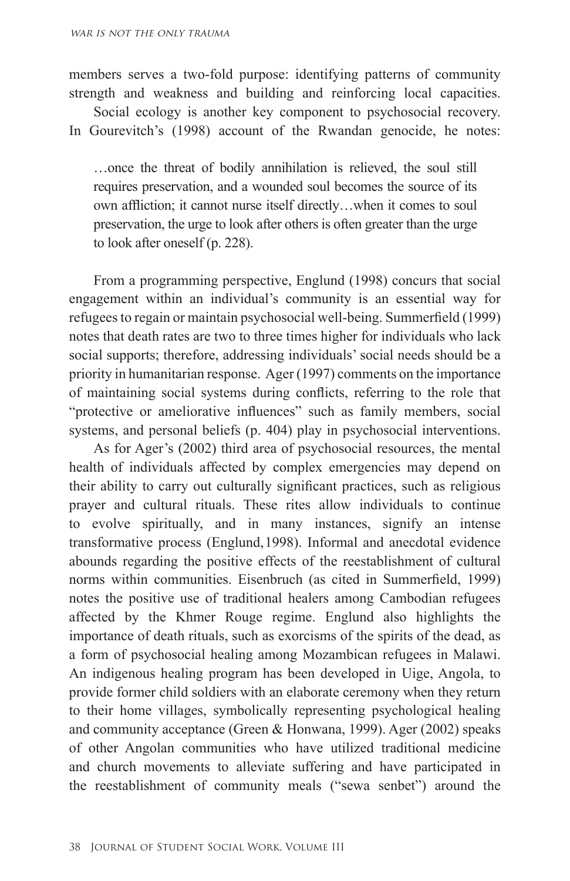members serves a two-fold purpose: identifying patterns of community strength and weakness and building and reinforcing local capacities.

Social ecology is another key component to psychosocial recovery. In Gourevitch's (1998) account of the Rwandan genocide, he notes:

> …once the threat of bodily annihilation is relieved, the soul still requires preservation, and a wounded soul becomes the source of its own affliction; it cannot nurse itself directly…when it comes to soul preservation, the urge to look after others is often greater than the urge to look after oneself (p. 228).

From a programming perspective, Englund (1998) concurs that social engagement within an individual's community is an essential way for refugees to regain or maintain psychosocial well-being. Summerfield (1999) notes that death rates are two to three times higher for individuals who lack social supports; therefore, addressing individuals' social needs should be a priority in humanitarian response. Ager (1997) comments on the importance of maintaining social systems during conflicts, referring to the role that "protective or ameliorative influences" such as family members, social systems, and personal beliefs (p. 404) play in psychosocial interventions.

As for Ager's (2002) third area of psychosocial resources, the mental health of individuals affected by complex emergencies may depend on their ability to carry out culturally significant practices, such as religious prayer and cultural rituals. These rites allow individuals to continue to evolve spiritually, and in many instances, signify an intense transformative process (Englund, 1998). Informal and anecdotal evidence abounds regarding the positive effects of the reestablishment of cultural norms within communities. Eisenbruch (as cited in Summerfield, 1999) notes the positive use of traditional healers among Cambodian refugees affected by the Khmer Rouge regime. Englund also highlights the importance of death rituals, such as exorcisms of the spirits of the dead, as a form of psychosocial healing among Mozambican refugees in Malawi. An indigenous healing program has been developed in Uige, Angola, to provide former child soldiers with an elaborate ceremony when they return to their home villages, symbolically representing psychological healing and community acceptance (Green & Honwana, 1999). Ager (2002) speaks of other Angolan communities who have utilized traditional medicine and church movements to alleviate suffering and have participated in the reestablishment of community meals ("sewa senbet") around the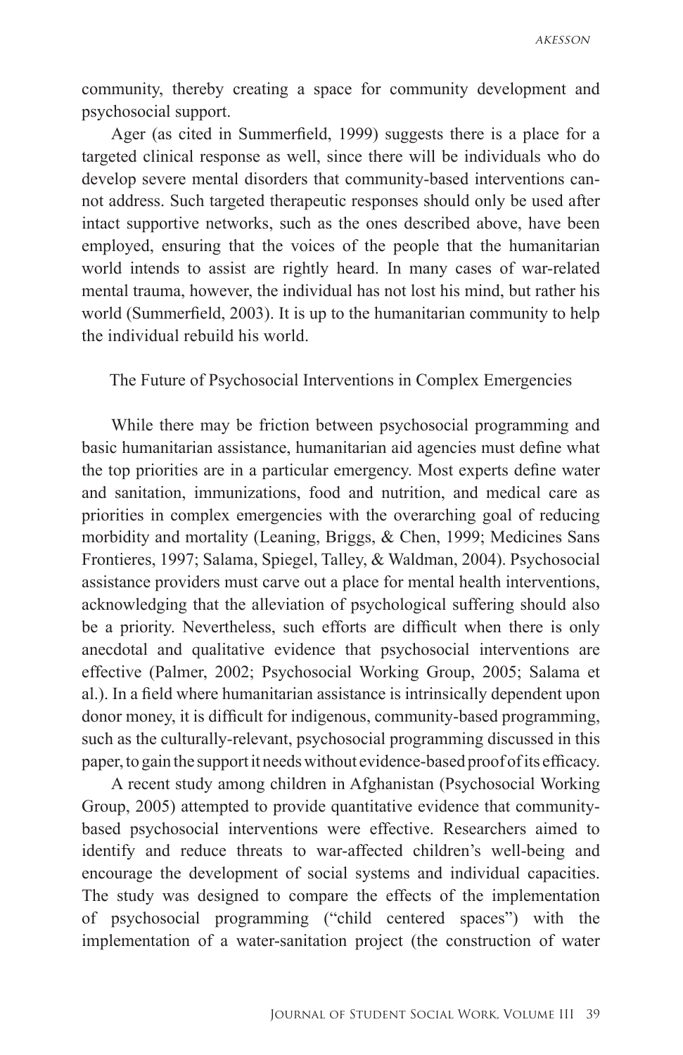community, thereby creating a space for community development and psychosocial support.

Ager (as cited in Summerfield, 1999) suggests there is a place for a targeted clinical response as well, since there will be individuals who do develop severe mental disorders that community-based interventions cannot address. Such targeted therapeutic responses should only be used after intact supportive networks, such as the ones described above, have been employed, ensuring that the voices of the people that the humanitarian world intends to assist are rightly heard. In many cases of war-related mental trauma, however, the individual has not lost his mind, but rather his world (Summerfield, 2003). It is up to the humanitarian community to help the individual rebuild his world.

## The Future of Psychosocial Interventions in Complex Emergencies

While there may be friction between psychosocial programming and basic humanitarian assistance, humanitarian aid agencies must define what the top priorities are in a particular emergency. Most experts define water and sanitation, immunizations, food and nutrition, and medical care as priorities in complex emergencies with the overarching goal of reducing morbidity and mortality (Leaning, Briggs, & Chen, 1999; Medicines Sans Frontieres, 1997; Salama, Spiegel, Talley, & Waldman, 2004). Psychosocial assistance providers must carve out a place for mental health interventions, acknowledging that the alleviation of psychological suffering should also be a priority. Nevertheless, such efforts are difficult when there is only anecdotal and qualitative evidence that psychosocial interventions are effective (Palmer, 2002; Psychosocial Working Group, 2005; Salama et al.). In a field where humanitarian assistance is intrinsically dependent upon donor money, it is difficult for indigenous, community-based programming, such as the culturally-relevant, psychosocial programming discussed in this paper, to gain the support it needs without evidence-based proof of its efficacy.

A recent study among children in Afghanistan (Psychosocial Working Group, 2005) attempted to provide quantitative evidence that community-based psychosocial interventions were effective. Researchers aimed to identify and reduce threats to war-affected children's well-being and encourage the development of social systems and individual capacities. The study was designed to compare the effects of the implementation of psychosocial programming ("child centered spaces") with the implementation of a water-sanitation project (the construction of water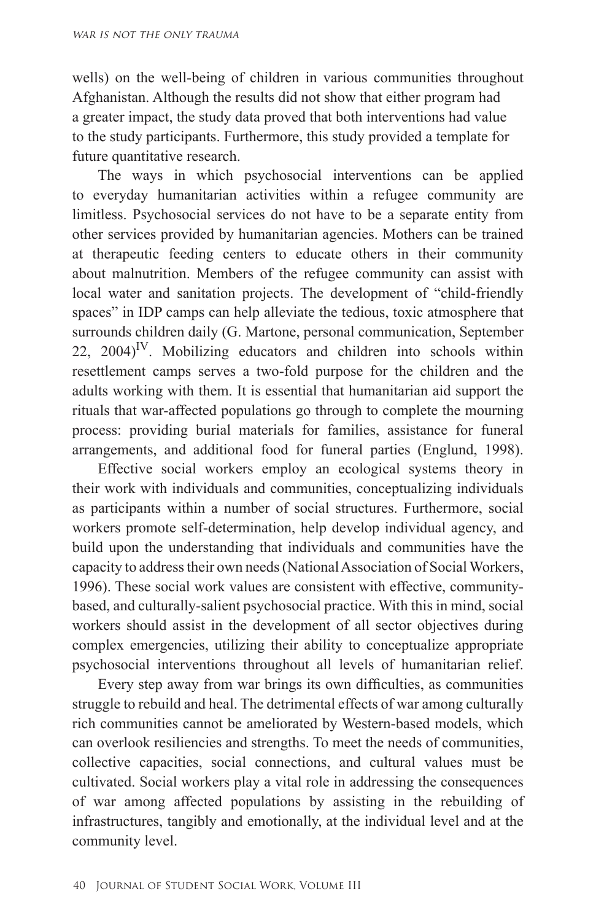wells) on the well-being of children in various communities throughout Afghanistan. Although the results did not show that either program had a greater impact, the study data proved that both interventions had value to the study participants. Furthermore, this study provided a template for future quantitative research.

The ways in which psychosocial interventions can be applied to everyday humanitarian activities within a refugee community are limitless. Psychosocial services do not have to be a separate entity from other services provided by humanitarian agencies. Mothers can be trained at therapeutic feeding centers to educate others in their community about malnutrition. Members of the refugee community can assist with local water and sanitation projects. The development of "child-friendly spaces" in IDP camps can help alleviate the tedious, toxic atmosphere that surrounds children daily (G. Martone, personal communication, September 22, 2004)[IV]. Mobilizing educators and children into schools within resettlement camps serves a two-fold purpose for the children and the adults working with them. It is essential that humanitarian aid support the rituals that war-affected populations go through to complete the mourning process: providing burial materials for families, assistance for funeral arrangements, and additional food for funeral parties (Englund, 1998).

Effective social workers employ an ecological systems theory in their work with individuals and communities, conceptualizing individuals as participants within a number of social structures. Furthermore, social workers promote self-determination, help develop individual agency, and build upon the understanding that individuals and communities have the capacity to address their own needs (National Association of Social Workers, 1996). These social work values are consistent with effective, community-based, and culturally-salient psychosocial practice. With this in mind, social workers should assist in the development of all sector objectives during complex emergencies, utilizing their ability to conceptualize appropriate psychosocial interventions throughout all levels of humanitarian relief.

Every step away from war brings its own difficulties, as communities struggle to rebuild and heal. The detrimental effects of war among culturally rich communities cannot be ameliorated by Western-based models, which can overlook resiliencies and strengths. To meet the needs of communities, collective capacities, social connections, and cultural values must be cultivated. Social workers play a vital role in addressing the consequences of war among affected populations by assisting in the rebuilding of infrastructures, tangibly and emotionally, at the individual level and at the community level.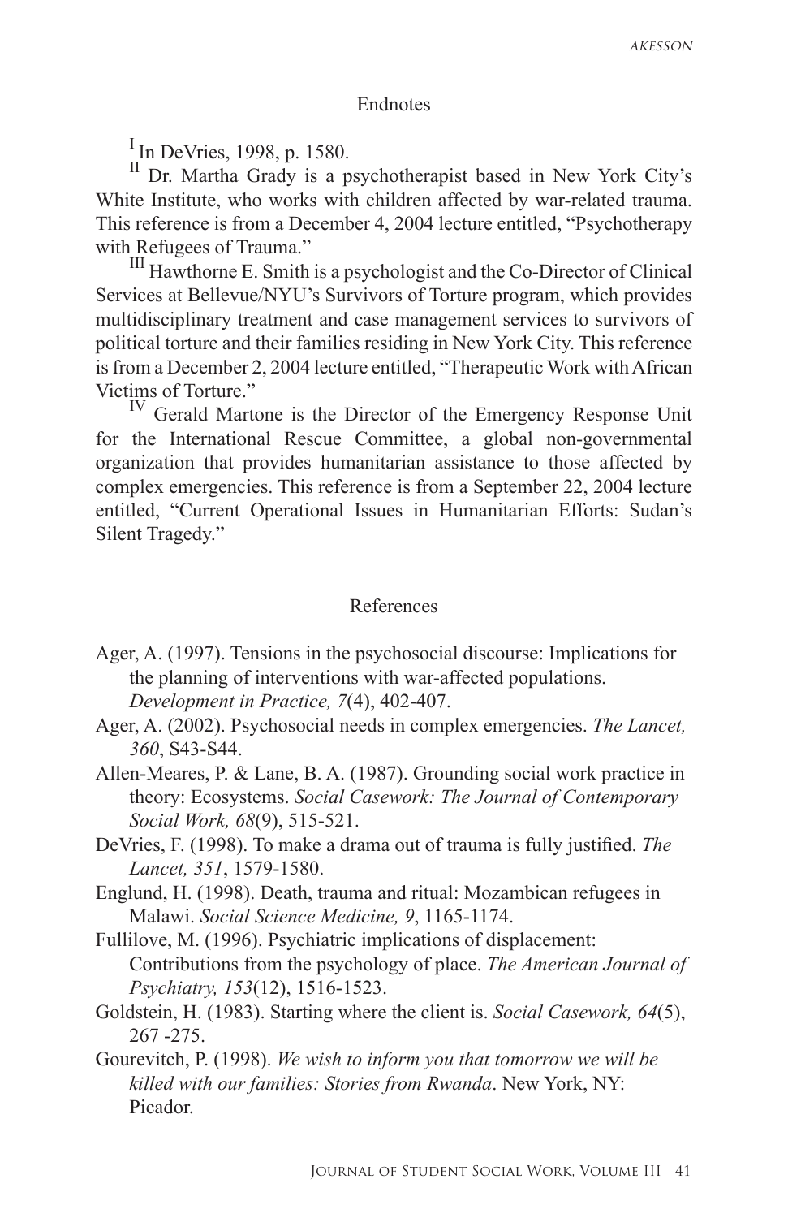## Endnotes

[I] In DeVries, 1998, p. 1580.

[II] Dr. Martha Grady is a psychotherapist based in New York City's White Institute, who works with children affected by war-related trauma. This reference is from a December 4, 2004 lecture entitled, "Psychotherapy with Refugees of Trauma."

[III] Hawthorne E. Smith is a psychologist and the Co-Director of Clinical Services at Bellevue/NYU's Survivors of Torture program, which provides multidisciplinary treatment and case management services to survivors of political torture and their families residing in New York City. This reference is from a December 2, 2004 lecture entitled, "Therapeutic Work with African Victims of Torture."

[IV] Gerald Martone is the Director of the Emergency Response Unit for the International Rescue Committee, a global non-governmental organization that provides humanitarian assistance to those affected by complex emergencies. This reference is from a September 22, 2004 lecture entitled, "Current Operational Issues in Humanitarian Efforts: Sudan's Silent Tragedy."

## References

Ager, A. (1997). Tensions in the psychosocial discourse: Implications for the planning of interventions with war-affected populations. *Development in Practice, 7*(4), 402-407.

Ager, A. (2002). Psychosocial needs in complex emergencies. *The Lancet, 360*, S43-S44.

Allen-Meares, P. & Lane, B. A. (1987). Grounding social work practice in theory: Ecosystems. *Social Casework: The Journal of Contemporary Social Work, 68*(9), 515-521.

DeVries, F. (1998). To make a drama out of trauma is fully justified. *The Lancet, 351*, 1579-1580.

Englund, H. (1998). Death, trauma and ritual: Mozambican refugees in Malawi. *Social Science Medicine, 9*, 1165-1174.

Fullilove, M. (1996). Psychiatric implications of displacement: Contributions from the psychology of place. *The American Journal of Psychiatry, 153*(12), 1516-1523.

Goldstein, H. (1983). Starting where the client is. *Social Casework, 64*(5), 267 -275.

Gourevitch, P. (1998). *We wish to inform you that tomorrow we will be killed with our families: Stories from Rwanda*. New York, NY: Picador.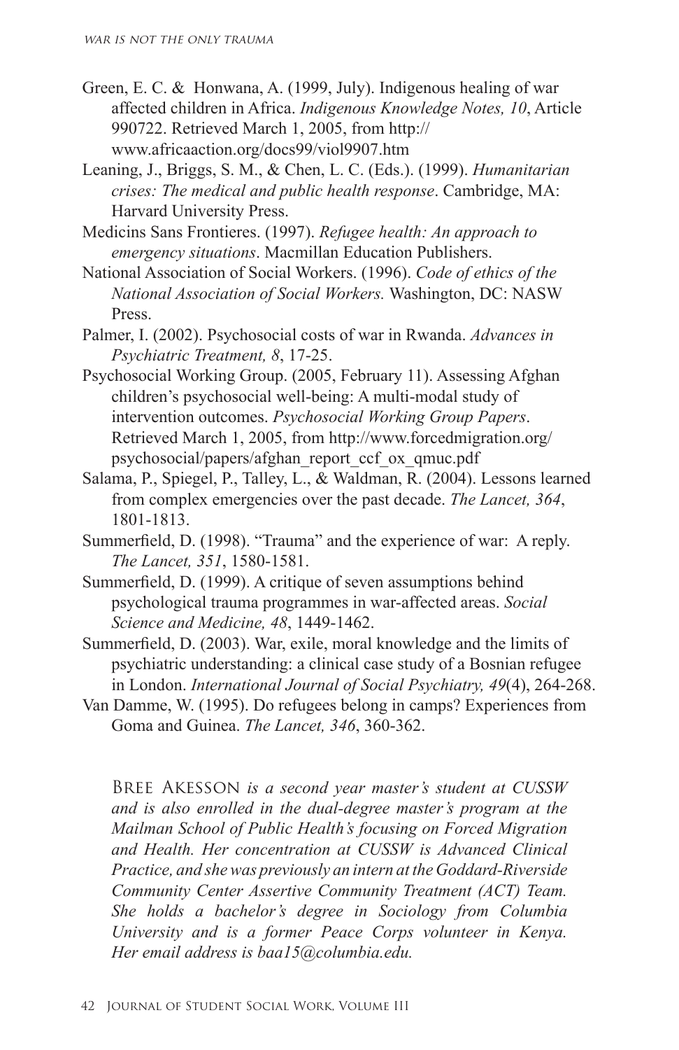Green, E. C. & Honwana, A. (1999, July). Indigenous healing of war affected children in Africa. *Indigenous Knowledge Notes, 10*, Article 990722. Retrieved March 1, 2005, from http://www.africaaction.org/docs99/viol9907.htm

Leaning, J., Briggs, S. M., & Chen, L. C. (Eds.). (1999). *Humanitarian crises: The medical and public health response*. Cambridge, MA: Harvard University Press.

Medicins Sans Frontieres. (1997). *Refugee health: An approach to emergency situations*. Macmillan Education Publishers.

National Association of Social Workers. (1996). *Code of ethics of the National Association of Social Workers.* Washington, DC: NASW Press.

Palmer, I. (2002). Psychosocial costs of war in Rwanda. *Advances in Psychiatric Treatment, 8*, 17-25.

Psychosocial Working Group. (2005, February 11). Assessing Afghan children's psychosocial well-being: A multi-modal study of intervention outcomes. *Psychosocial Working Group Papers*. Retrieved March 1, 2005, from http://www.forcedmigration.org/psychosocial/papers/afghan_report_ccf_ox_qmuc.pdf

Salama, P., Spiegel, P., Talley, L., & Waldman, R. (2004). Lessons learned from complex emergencies over the past decade. *The Lancet, 364*, 1801-1813.

Summerfield, D. (1998). "Trauma" and the experience of war: A reply. *The Lancet, 351*, 1580-1581.

Summerfield, D. (1999). A critique of seven assumptions behind psychological trauma programmes in war-affected areas. *Social Science and Medicine, 48*, 1449-1462.

Summerfield, D. (2003). War, exile, moral knowledge and the limits of psychiatric understanding: a clinical case study of a Bosnian refugee in London. *International Journal of Social Psychiatry, 49*(4), 264-268.

Van Damme, W. (1995). Do refugees belong in camps? Experiences from Goma and Guinea. *The Lancet, 346*, 360-362.

Bree Akesson *is a second year master's student at CUSSW and is also enrolled in the dual-degree master's program at the Mailman School of Public Health's focusing on Forced Migration and Health. Her concentration at CUSSW is Advanced Clinical Practice, and she was previously an intern at the Goddard-Riverside Community Center Assertive Community Treatment (ACT) Team. She holds a bachelor's degree in Sociology from Columbia University and is a former Peace Corps volunteer in Kenya. Her email address is baa15@columbia.edu.*